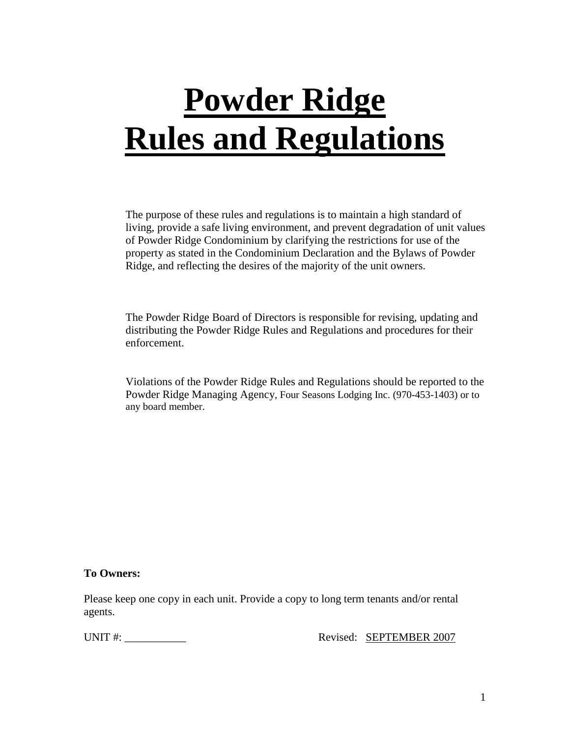# Powder Ridge Rules and Regulations

The purpose of these rules and regulations is to maintain a high standard of living, provide a safe living environment, and prevent degradation of unit values of Powder Ridge Condominium by clarifying the restrictions for use of the property as stated in the Condominium Declaration and the Bylaws of Powder Ridge, and reflecting the desires of the majority of the unit owners.

The Powder Ridge Board of Directors is responsible for revising, updating and distributing the Powder Ridge Rules and Regulations and procedures for their enforcement.

Violations of the Powder Ridge Rules and Regulations should be reported to the Powder Ridge Managing Agency, Four Seasons Lodging Inc. (970-453-1403) or to any board member.

**To Owners:**

Please keep one copy in each unit. Provide a copy to long term tenants and/or rental agents.

UNIT #: ___________ Revised: SEPTEMBER 2007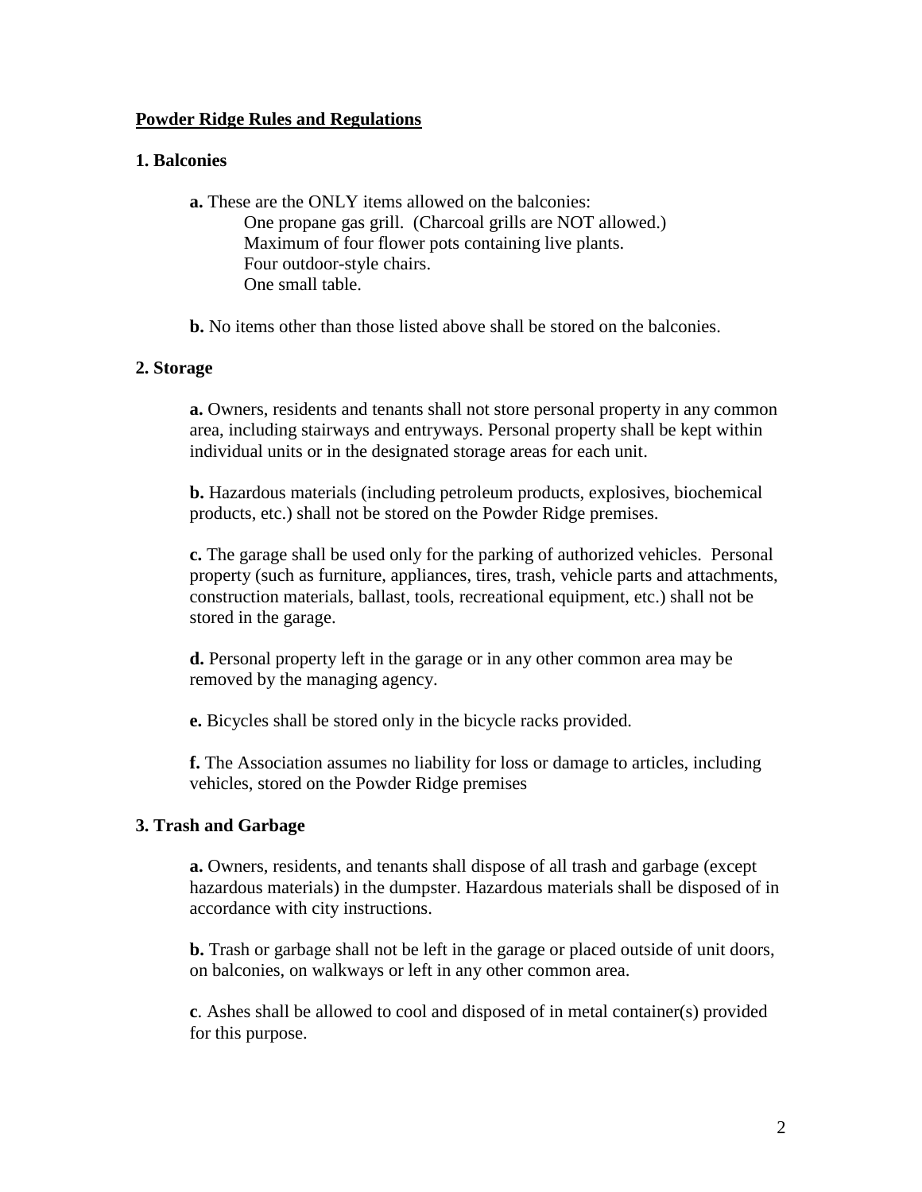**Powder Ridge Rules and Regulations**

**1. Balconies**

**a.** These are the ONLY items allowed on the balconies:

One propane gas grill. (Charcoal grills are NOT allowed.)
Maximum of four flower pots containing live plants.
Four outdoor-style chairs.
One small table.

**b.** No items other than those listed above shall be stored on the balconies.

**2. Storage**

**a.** Owners, residents and tenants shall not store personal property in any common area, including stairways and entryways. Personal property shall be kept within individual units or in the designated storage areas for each unit.

**b.** Hazardous materials (including petroleum products, explosives, biochemical products, etc.) shall not be stored on the Powder Ridge premises.

**c.** The garage shall be used only for the parking of authorized vehicles. Personal property (such as furniture, appliances, tires, trash, vehicle parts and attachments, construction materials, ballast, tools, recreational equipment, etc.) shall not be stored in the garage.

**d.** Personal property left in the garage or in any other common area may be removed by the managing agency.

**e.** Bicycles shall be stored only in the bicycle racks provided.

**f.** The Association assumes no liability for loss or damage to articles, including vehicles, stored on the Powder Ridge premises

**3. Trash and Garbage**

**a.** Owners, residents, and tenants shall dispose of all trash and garbage (except hazardous materials) in the dumpster. Hazardous materials shall be disposed of in accordance with city instructions.

**b.** Trash or garbage shall not be left in the garage or placed outside of unit doors, on balconies, on walkways or left in any other common area.

**c**. Ashes shall be allowed to cool and disposed of in metal container(s) provided for this purpose.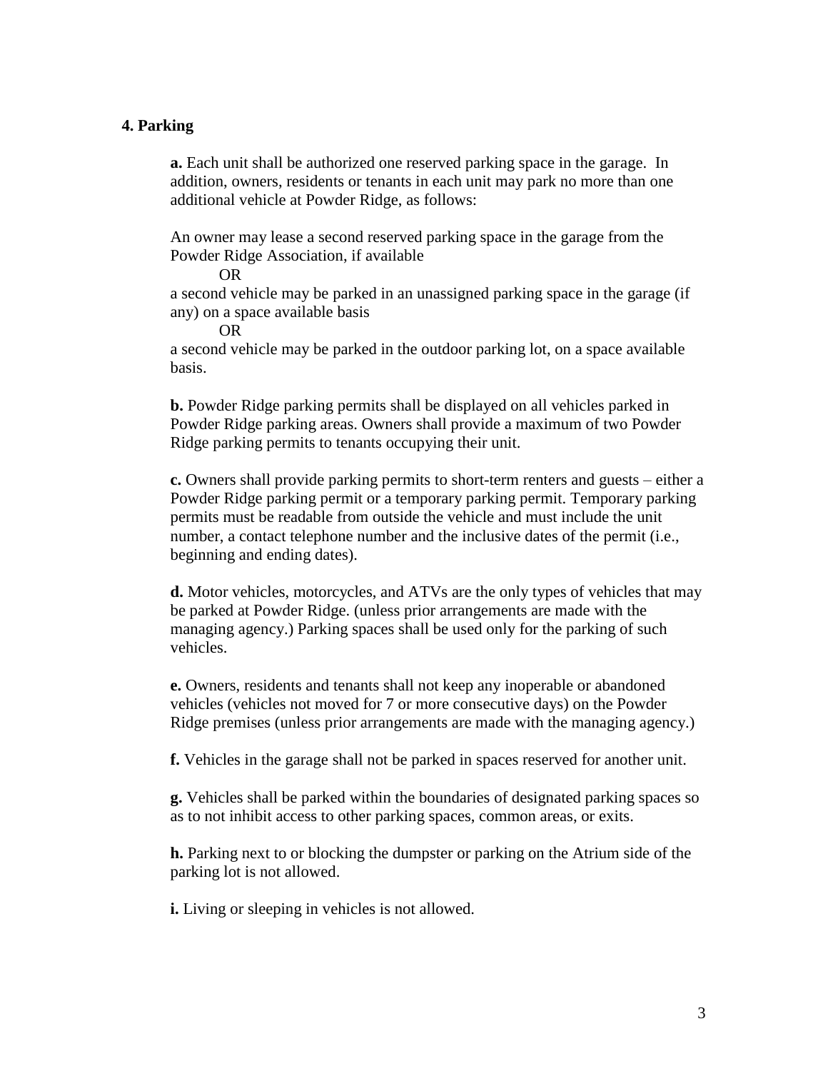## 4. Parking

**a.** Each unit shall be authorized one reserved parking space in the garage. In addition, owners, residents or tenants in each unit may park no more than one additional vehicle at Powder Ridge, as follows:

An owner may lease a second reserved parking space in the garage from the Powder Ridge Association, if available

OR

a second vehicle may be parked in an unassigned parking space in the garage (if any) on a space available basis

OR

a second vehicle may be parked in the outdoor parking lot, on a space available basis.

**b.** Powder Ridge parking permits shall be displayed on all vehicles parked in Powder Ridge parking areas. Owners shall provide a maximum of two Powder Ridge parking permits to tenants occupying their unit.

**c.** Owners shall provide parking permits to short-term renters and guests – either a Powder Ridge parking permit or a temporary parking permit. Temporary parking permits must be readable from outside the vehicle and must include the unit number, a contact telephone number and the inclusive dates of the permit (i.e., beginning and ending dates).

**d.** Motor vehicles, motorcycles, and ATVs are the only types of vehicles that may be parked at Powder Ridge. (unless prior arrangements are made with the managing agency.) Parking spaces shall be used only for the parking of such vehicles.

**e.** Owners, residents and tenants shall not keep any inoperable or abandoned vehicles (vehicles not moved for 7 or more consecutive days) on the Powder Ridge premises (unless prior arrangements are made with the managing agency.)

**f.** Vehicles in the garage shall not be parked in spaces reserved for another unit.

**g.** Vehicles shall be parked within the boundaries of designated parking spaces so as to not inhibit access to other parking spaces, common areas, or exits.

**h.** Parking next to or blocking the dumpster or parking on the Atrium side of the parking lot is not allowed.

**i.** Living or sleeping in vehicles is not allowed.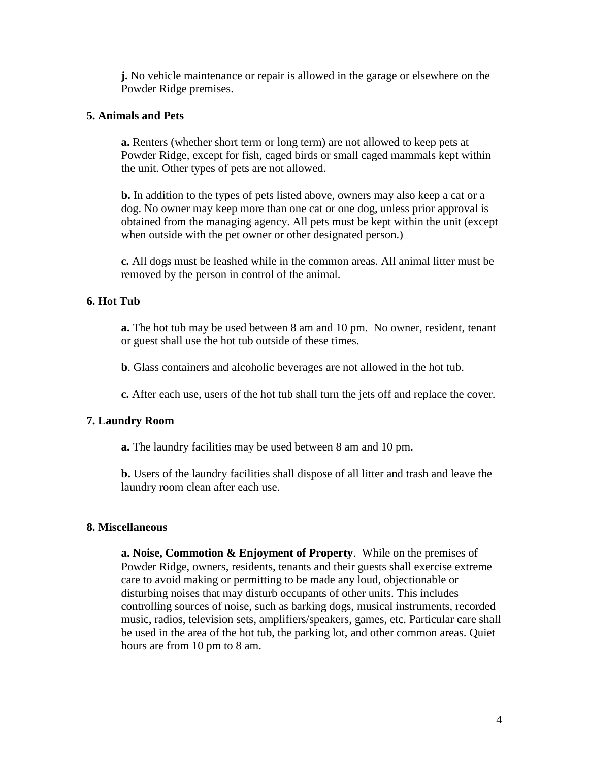**j.** No vehicle maintenance or repair is allowed in the garage or elsewhere on the Powder Ridge premises.

### 5. Animals and Pets

**a.** Renters (whether short term or long term) are not allowed to keep pets at Powder Ridge, except for fish, caged birds or small caged mammals kept within the unit. Other types of pets are not allowed.

**b.** In addition to the types of pets listed above, owners may also keep a cat or a dog. No owner may keep more than one cat or one dog, unless prior approval is obtained from the managing agency. All pets must be kept within the unit (except when outside with the pet owner or other designated person.)

**c.** All dogs must be leashed while in the common areas. All animal litter must be removed by the person in control of the animal.

### 6. Hot Tub

**a.** The hot tub may be used between 8 am and 10 pm. No owner, resident, tenant or guest shall use the hot tub outside of these times.

**b**. Glass containers and alcoholic beverages are not allowed in the hot tub.

**c.** After each use, users of the hot tub shall turn the jets off and replace the cover.

### 7. Laundry Room

**a.** The laundry facilities may be used between 8 am and 10 pm.

**b.** Users of the laundry facilities shall dispose of all litter and trash and leave the laundry room clean after each use.

### 8. Miscellaneous

**a. Noise, Commotion & Enjoyment of Property**. While on the premises of Powder Ridge, owners, residents, tenants and their guests shall exercise extreme care to avoid making or permitting to be made any loud, objectionable or disturbing noises that may disturb occupants of other units. This includes controlling sources of noise, such as barking dogs, musical instruments, recorded music, radios, television sets, amplifiers/speakers, games, etc. Particular care shall be used in the area of the hot tub, the parking lot, and other common areas. Quiet hours are from 10 pm to 8 am.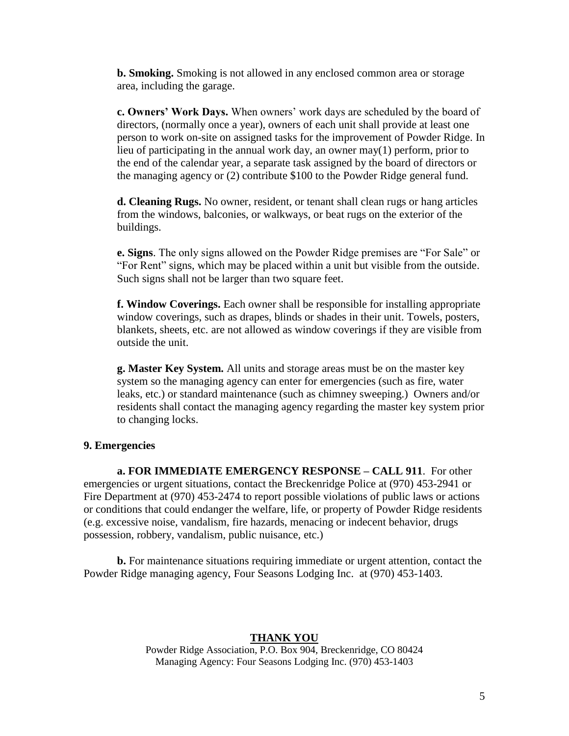**b. Smoking.** Smoking is not allowed in any enclosed common area or storage area, including the garage.

**c. Owners' Work Days.** When owners' work days are scheduled by the board of directors, (normally once a year), owners of each unit shall provide at least one person to work on-site on assigned tasks for the improvement of Powder Ridge. In lieu of participating in the annual work day, an owner may(1) perform, prior to the end of the calendar year, a separate task assigned by the board of directors or the managing agency or (2) contribute $100 to the Powder Ridge general fund.

**d. Cleaning Rugs.** No owner, resident, or tenant shall clean rugs or hang articles from the windows, balconies, or walkways, or beat rugs on the exterior of the buildings.

**e. Signs**. The only signs allowed on the Powder Ridge premises are "For Sale" or "For Rent" signs, which may be placed within a unit but visible from the outside. Such signs shall not be larger than two square feet.

**f. Window Coverings.** Each owner shall be responsible for installing appropriate window coverings, such as drapes, blinds or shades in their unit. Towels, posters, blankets, sheets, etc. are not allowed as window coverings if they are visible from outside the unit.

**g. Master Key System.** All units and storage areas must be on the master key system so the managing agency can enter for emergencies (such as fire, water leaks, etc.) or standard maintenance (such as chimney sweeping.) Owners and/or residents shall contact the managing agency regarding the master key system prior to changing locks.

**9. Emergencies**

**a. FOR IMMEDIATE EMERGENCY RESPONSE – CALL 911**. For other emergencies or urgent situations, contact the Breckenridge Police at (970) 453-2941 or Fire Department at (970) 453-2474 to report possible violations of public laws or actions or conditions that could endanger the welfare, life, or property of Powder Ridge residents (e.g. excessive noise, vandalism, fire hazards, menacing or indecent behavior, drugs possession, robbery, vandalism, public nuisance, etc.)

**b.** For maintenance situations requiring immediate or urgent attention, contact the Powder Ridge managing agency, Four Seasons Lodging Inc. at (970) 453-1403.

**THANK YOU**

Powder Ridge Association, P.O. Box 904, Breckenridge, CO 80424
Managing Agency: Four Seasons Lodging Inc. (970) 453-1403